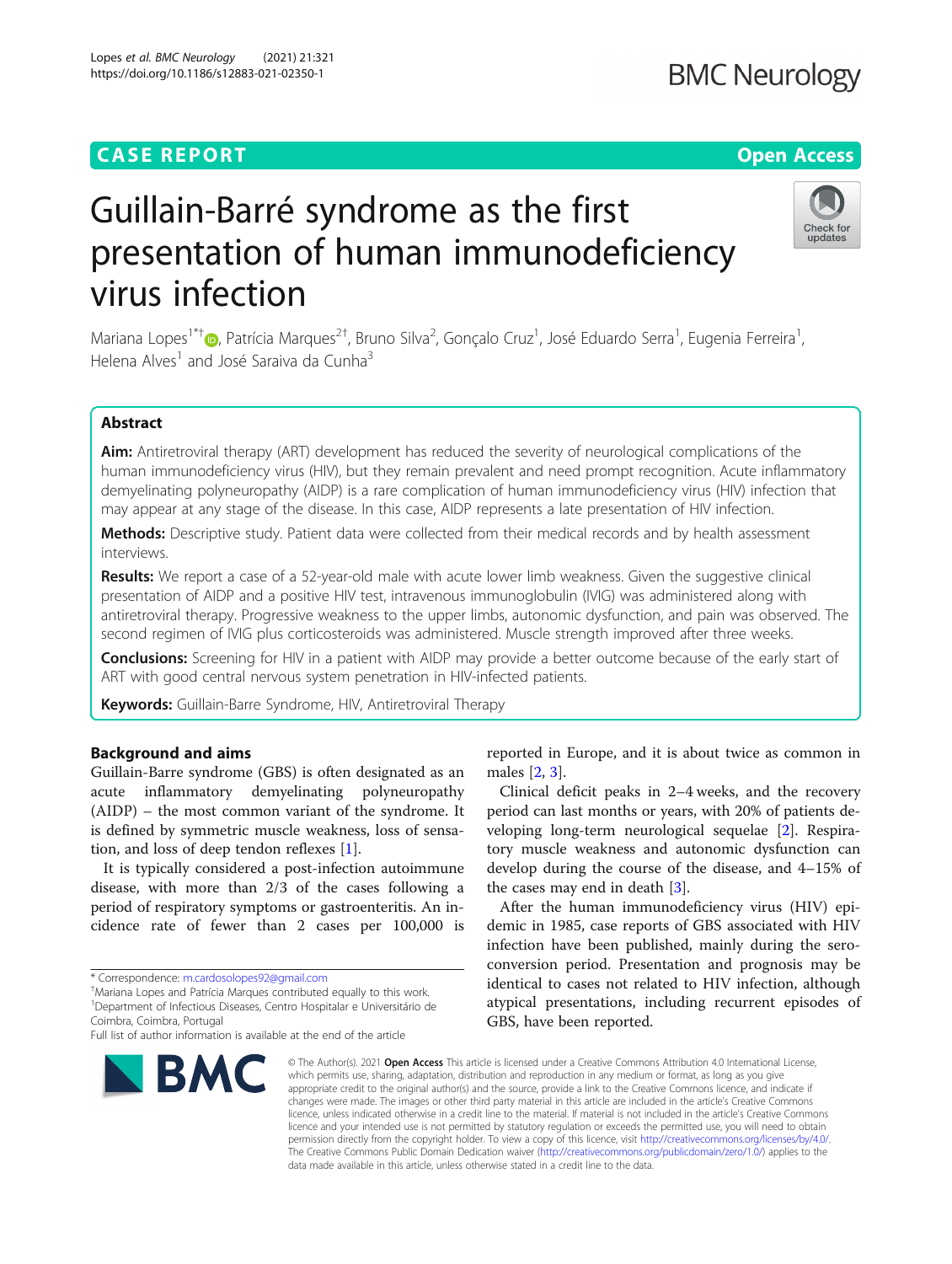CASE REPORT

Open Access

# Guillain-Barré syndrome as the first presentation of human immunodeficiency virus infection

Mariana Lopes[1*†], Patrícia Marques[2†], Bruno Silva[2], Gonçalo Cruz[1], José Eduardo Serra[1], Eugenia Ferreira[1], Helena Alves[1] and José Saraiva da Cunha[3]

## Abstract

**Aim:** Antiretroviral therapy (ART) development has reduced the severity of neurological complications of the human immunodeficiency virus (HIV), but they remain prevalent and need prompt recognition. Acute inflammatory demyelinating polyneuropathy (AIDP) is a rare complication of human immunodeficiency virus (HIV) infection that may appear at any stage of the disease. In this case, AIDP represents a late presentation of HIV infection.

**Methods:** Descriptive study. Patient data were collected from their medical records and by health assessment interviews.

**Results:** We report a case of a 52-year-old male with acute lower limb weakness. Given the suggestive clinical presentation of AIDP and a positive HIV test, intravenous immunoglobulin (IVIG) was administered along with antiretroviral therapy. Progressive weakness to the upper limbs, autonomic dysfunction, and pain was observed. The second regimen of IVIG plus corticosteroids was administered. Muscle strength improved after three weeks.

**Conclusions:** Screening for HIV in a patient with AIDP may provide a better outcome because of the early start of ART with good central nervous system penetration in HIV-infected patients.

**Keywords:** Guillain-Barre Syndrome, HIV, Antiretroviral Therapy

## Background and aims

Guillain-Barre syndrome (GBS) is often designated as an acute inflammatory demyelinating polyneuropathy (AIDP) – the most common variant of the syndrome. It is defined by symmetric muscle weakness, loss of sensation, and loss of deep tendon reflexes [1].

It is typically considered a post-infection autoimmune disease, with more than 2/3 of the cases following a period of respiratory symptoms or gastroenteritis. An incidence rate of fewer than 2 cases per 100,000 is reported in Europe, and it is about twice as common in males [2, 3].

Clinical deficit peaks in 2–4 weeks, and the recovery period can last months or years, with 20% of patients developing long-term neurological sequelae [2]. Respiratory muscle weakness and autonomic dysfunction can develop during the course of the disease, and 4–15% of the cases may end in death [3].

After the human immunodeficiency virus (HIV) epidemic in 1985, case reports of GBS associated with HIV infection have been published, mainly during the seroconversion period. Presentation and prognosis may be identical to cases not related to HIV infection, although atypical presentations, including recurrent episodes of GBS, have been reported.

\* Correspondence: m.cardosolopes92@gmail.com

†Mariana Lopes and Patrícia Marques contributed equally to this work.

[1]Department of Infectious Diseases, Centro Hospitalar e Universitário de Coimbra, Coimbra, Portugal

Full list of author information is available at the end of the article

© The Author(s). 2021 **Open Access** This article is licensed under a Creative Commons Attribution 4.0 International License, which permits use, sharing, adaptation, distribution and reproduction in any medium or format, as long as you give appropriate credit to the original author(s) and the source, provide a link to the Creative Commons licence, and indicate if changes were made. The images or other third party material in this article are included in the article's Creative Commons licence, unless indicated otherwise in a credit line to the material. If material is not included in the article's Creative Commons licence and your intended use is not permitted by statutory regulation or exceeds the permitted use, you will need to obtain permission directly from the copyright holder. To view a copy of this licence, visit http://creativecommons.org/licenses/by/4.0/. The Creative Commons Public Domain Dedication waiver (http://creativecommons.org/publicdomain/zero/1.0/) applies to the data made available in this article, unless otherwise stated in a credit line to the data.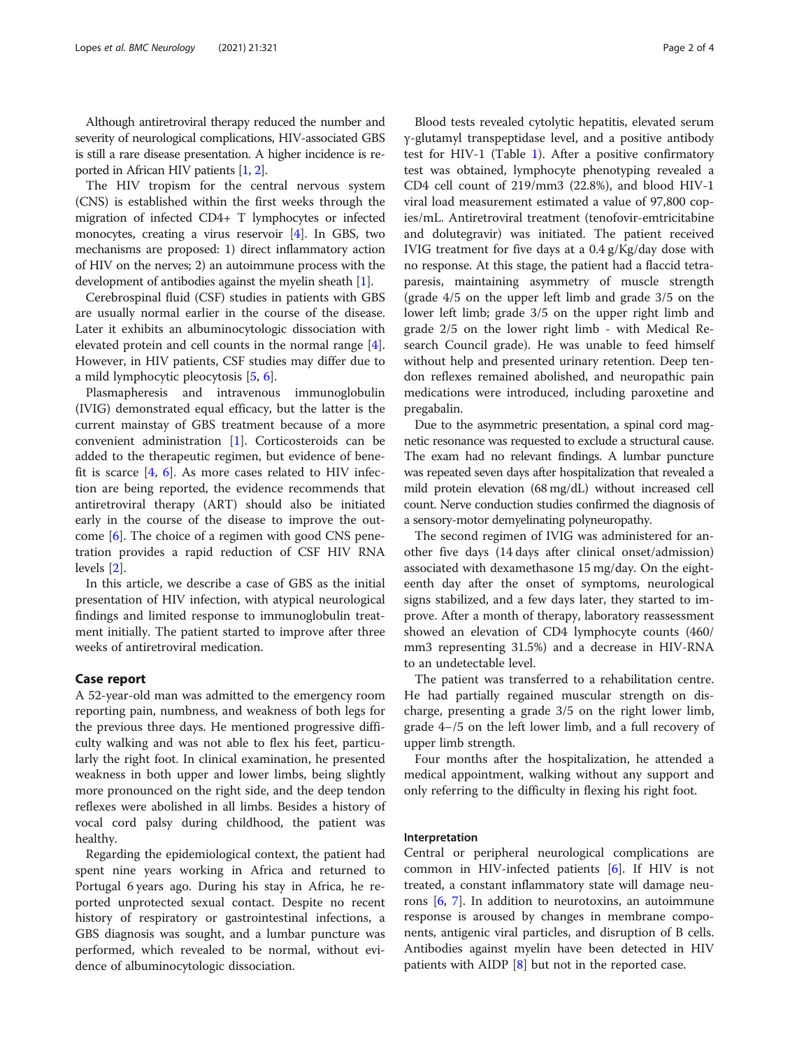Although antiretroviral therapy reduced the number and severity of neurological complications, HIV-associated GBS is still a rare disease presentation. A higher incidence is reported in African HIV patients [1, 2].

The HIV tropism for the central nervous system (CNS) is established within the first weeks through the migration of infected CD4+ T lymphocytes or infected monocytes, creating a virus reservoir [4]. In GBS, two mechanisms are proposed: 1) direct inflammatory action of HIV on the nerves; 2) an autoimmune process with the development of antibodies against the myelin sheath [1].

Cerebrospinal fluid (CSF) studies in patients with GBS are usually normal earlier in the course of the disease. Later it exhibits an albuminocytologic dissociation with elevated protein and cell counts in the normal range [4]. However, in HIV patients, CSF studies may differ due to a mild lymphocytic pleocytosis [5, 6].

Plasmapheresis and intravenous immunoglobulin (IVIG) demonstrated equal efficacy, but the latter is the current mainstay of GBS treatment because of a more convenient administration [1]. Corticosteroids can be added to the therapeutic regimen, but evidence of benefit is scarce [4, 6]. As more cases related to HIV infection are being reported, the evidence recommends that antiretroviral therapy (ART) should also be initiated early in the course of the disease to improve the outcome [6]. The choice of a regimen with good CNS penetration provides a rapid reduction of CSF HIV RNA levels [2].

In this article, we describe a case of GBS as the initial presentation of HIV infection, with atypical neurological findings and limited response to immunoglobulin treatment initially. The patient started to improve after three weeks of antiretroviral medication.

## Case report

A 52-year-old man was admitted to the emergency room reporting pain, numbness, and weakness of both legs for the previous three days. He mentioned progressive difficulty walking and was not able to flex his feet, particularly the right foot. In clinical examination, he presented weakness in both upper and lower limbs, being slightly more pronounced on the right side, and the deep tendon reflexes were abolished in all limbs. Besides a history of vocal cord palsy during childhood, the patient was healthy.

Regarding the epidemiological context, the patient had spent nine years working in Africa and returned to Portugal 6 years ago. During his stay in Africa, he reported unprotected sexual contact. Despite no recent history of respiratory or gastrointestinal infections, a GBS diagnosis was sought, and a lumbar puncture was performed, which revealed to be normal, without evidence of albuminocytologic dissociation.

Blood tests revealed cytolytic hepatitis, elevated serum γ-glutamyl transpeptidase level, and a positive antibody test for HIV-1 (Table 1). After a positive confirmatory test was obtained, lymphocyte phenotyping revealed a CD4 cell count of 219/mm3 (22.8%), and blood HIV-1 viral load measurement estimated a value of 97,800 copies/mL. Antiretroviral treatment (tenofovir-emtricitabine and dolutegravir) was initiated. The patient received IVIG treatment for five days at a 0.4 g/Kg/day dose with no response. At this stage, the patient had a flaccid tetraparesis, maintaining asymmetry of muscle strength (grade 4/5 on the upper left limb and grade 3/5 on the lower left limb; grade 3/5 on the upper right limb and grade 2/5 on the lower right limb - with Medical Research Council grade). He was unable to feed himself without help and presented urinary retention. Deep tendon reflexes remained abolished, and neuropathic pain medications were introduced, including paroxetine and pregabalin.

Due to the asymmetric presentation, a spinal cord magnetic resonance was requested to exclude a structural cause. The exam had no relevant findings. A lumbar puncture was repeated seven days after hospitalization that revealed a mild protein elevation (68 mg/dL) without increased cell count. Nerve conduction studies confirmed the diagnosis of a sensory-motor demyelinating polyneuropathy.

The second regimen of IVIG was administered for another five days (14 days after clinical onset/admission) associated with dexamethasone 15 mg/day. On the eighteenth day after the onset of symptoms, neurological signs stabilized, and a few days later, they started to improve. After a month of therapy, laboratory reassessment showed an elevation of CD4 lymphocyte counts (460/mm3 representing 31.5%) and a decrease in HIV-RNA to an undetectable level.

The patient was transferred to a rehabilitation centre. He had partially regained muscular strength on discharge, presenting a grade 3/5 on the right lower limb, grade 4−/5 on the left lower limb, and a full recovery of upper limb strength.

Four months after the hospitalization, he attended a medical appointment, walking without any support and only referring to the difficulty in flexing his right foot.

### Interpretation

Central or peripheral neurological complications are common in HIV-infected patients [6]. If HIV is not treated, a constant inflammatory state will damage neurons [6, 7]. In addition to neurotoxins, an autoimmune response is aroused by changes in membrane components, antigenic viral particles, and disruption of B cells. Antibodies against myelin have been detected in HIV patients with AIDP [8] but not in the reported case.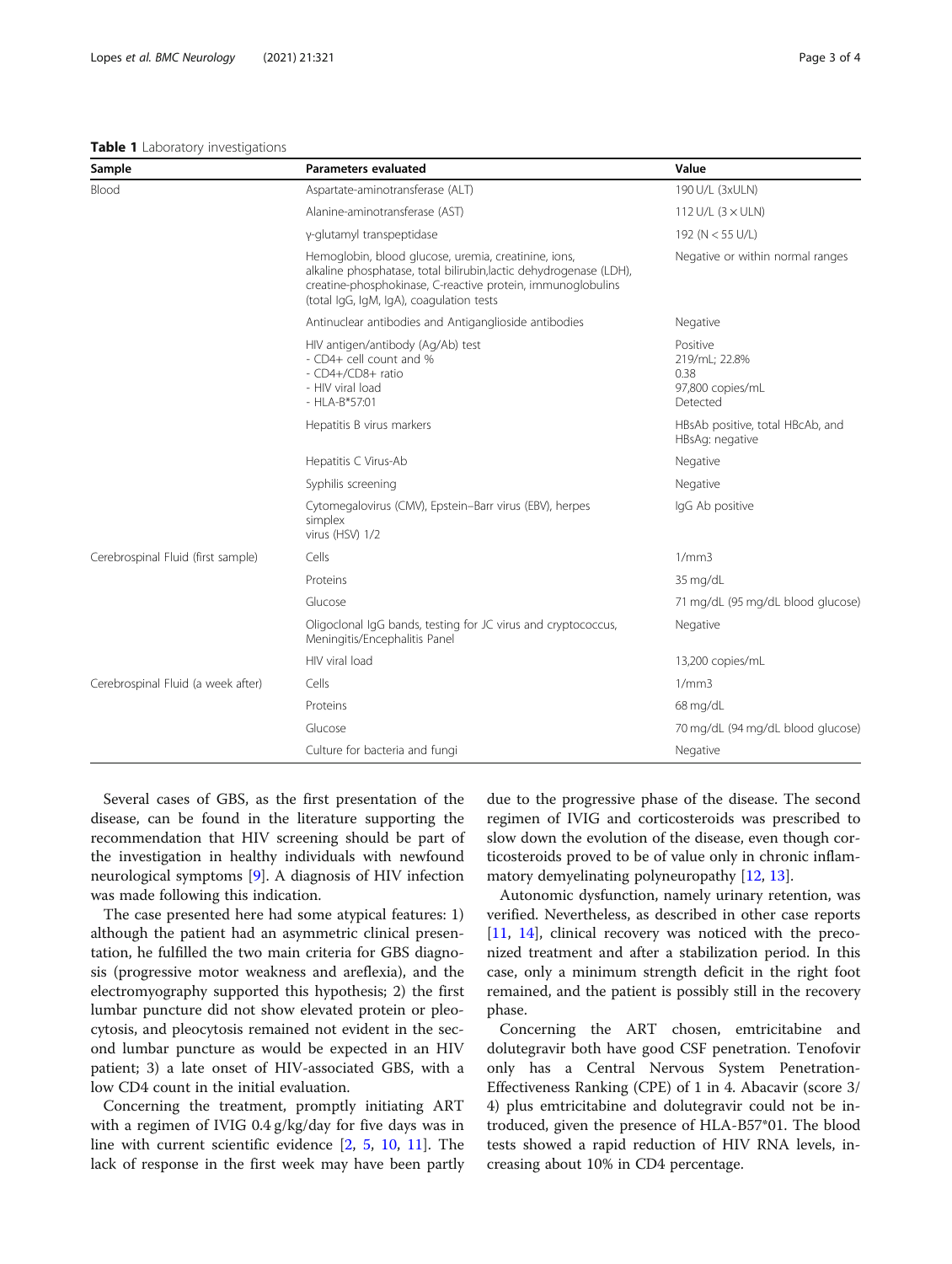**Table 1** Laboratory investigations

| Sample | Parameters evaluated | Value |
|---|---|---|
| Blood | Aspartate-aminotransferase (ALT) | 190 U/L (3xULN) |
| | Alanine-aminotransferase (AST) | 112 U/L (3 × ULN) |
| | γ-glutamyl transpeptidase | 192 (N < 55 U/L) |
| | Hemoglobin, blood glucose, uremia, creatinine, ions, alkaline phosphatase, total bilirubin,lactic dehydrogenase (LDH), creatine-phosphokinase, C-reactive protein, immunoglobulins (total IgG, IgM, IgA), coagulation tests | Negative or within normal ranges |
| | Antinuclear antibodies and Antiganglioside antibodies | Negative |
| | HIV antigen/antibody (Ag/Ab) test<br>- CD4+ cell count and %<br>- CD4+/CD8+ ratio<br>- HIV viral load<br>- HLA-B*57:01 | Positive<br>219/mL; 22.8%<br>0.38<br>97,800 copies/mL<br>Detected |
| | Hepatitis B virus markers | HBsAb positive, total HBcAb, and HBsAg: negative |
| | Hepatitis C Virus-Ab | Negative |
| | Syphilis screening | Negative |
| | Cytomegalovirus (CMV), Epstein–Barr virus (EBV), herpes simplex virus (HSV) 1/2 | IgG Ab positive |
| Cerebrospinal Fluid (first sample) | Cells | 1/mm3 |
| | Proteins | 35 mg/dL |
| | Glucose | 71 mg/dL (95 mg/dL blood glucose) |
| | Oligoclonal IgG bands, testing for JC virus and cryptococcus, Meningitis/Encephalitis Panel | Negative |
| | HIV viral load | 13,200 copies/mL |
| Cerebrospinal Fluid (a week after) | Cells | 1/mm3 |
| | Proteins | 68 mg/dL |
| | Glucose | 70 mg/dL (94 mg/dL blood glucose) |
| | Culture for bacteria and fungi | Negative |

Several cases of GBS, as the first presentation of the disease, can be found in the literature supporting the recommendation that HIV screening should be part of the investigation in healthy individuals with newfound neurological symptoms [9]. A diagnosis of HIV infection was made following this indication.

The case presented here had some atypical features: 1) although the patient had an asymmetric clinical presentation, he fulfilled the two main criteria for GBS diagnosis (progressive motor weakness and areflexia), and the electromyography supported this hypothesis; 2) the first lumbar puncture did not show elevated protein or pleocytosis, and pleocytosis remained not evident in the second lumbar puncture as would be expected in an HIV patient; 3) a late onset of HIV-associated GBS, with a low CD4 count in the initial evaluation.

Concerning the treatment, promptly initiating ART with a regimen of IVIG 0.4 g/kg/day for five days was in line with current scientific evidence [2, 5, 10, 11]. The lack of response in the first week may have been partly due to the progressive phase of the disease. The second regimen of IVIG and corticosteroids was prescribed to slow down the evolution of the disease, even though corticosteroids proved to be of value only in chronic inflammatory demyelinating polyneuropathy [12, 13].

Autonomic dysfunction, namely urinary retention, was verified. Nevertheless, as described in other case reports [11, 14], clinical recovery was noticed with the preconized treatment and after a stabilization period. In this case, only a minimum strength deficit in the right foot remained, and the patient is possibly still in the recovery phase.

Concerning the ART chosen, emtricitabine and dolutegravir both have good CSF penetration. Tenofovir only has a Central Nervous System Penetration-Effectiveness Ranking (CPE) of 1 in 4. Abacavir (score 3/4) plus emtricitabine and dolutegravir could not be introduced, given the presence of HLA-B57*01. The blood tests showed a rapid reduction of HIV RNA levels, increasing about 10% in CD4 percentage.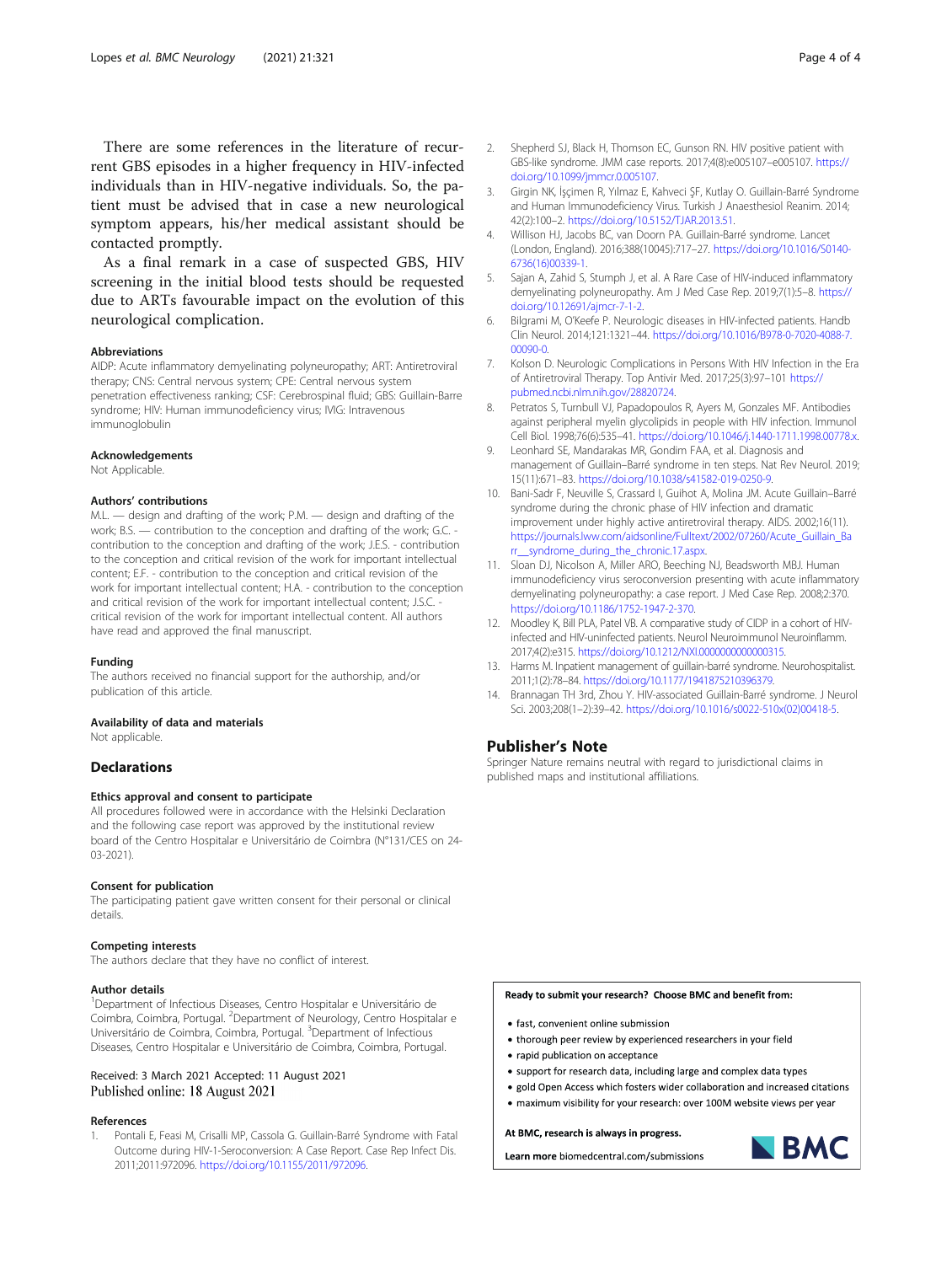There are some references in the literature of recurrent GBS episodes in a higher frequency in HIV-infected individuals than in HIV-negative individuals. So, the patient must be advised that in case a new neurological symptom appears, his/her medical assistant should be contacted promptly.

As a final remark in a case of suspected GBS, HIV screening in the initial blood tests should be requested due to ARTs favourable impact on the evolution of this neurological complication.

### Abbreviations

AIDP: Acute inflammatory demyelinating polyneuropathy; ART: Antiretroviral therapy; CNS: Central nervous system; CPE: Central nervous system penetration effectiveness ranking; CSF: Cerebrospinal fluid; GBS: Guillain-Barre syndrome; HIV: Human immunodeficiency virus; IVIG: Intravenous immunoglobulin

### Acknowledgements

Not Applicable.

### Authors' contributions

M.L. — design and drafting of the work; P.M. — design and drafting of the work; B.S. — contribution to the conception and drafting of the work; G.C. - contribution to the conception and drafting of the work; J.E.S. - contribution to the conception and critical revision of the work for important intellectual content; E.F. - contribution to the conception and critical revision of the work for important intellectual content; H.A. - contribution to the conception and critical revision of the work for important intellectual content; J.S.C. - critical revision of the work for important intellectual content. All authors have read and approved the final manuscript.

### Funding

The authors received no financial support for the authorship, and/or publication of this article.

### Availability of data and materials

Not applicable.

## Declarations

### Ethics approval and consent to participate

All procedures followed were in accordance with the Helsinki Declaration and the following case report was approved by the institutional review board of the Centro Hospitalar e Universitário de Coimbra (N°131/CES on 24-03-2021).

### Consent for publication

The participating patient gave written consent for their personal or clinical details.

### Competing interests

The authors declare that they have no conflict of interest.

### Author details

[1]Department of Infectious Diseases, Centro Hospitalar e Universitário de Coimbra, Coimbra, Portugal. [2]Department of Neurology, Centro Hospitalar e Universitário de Coimbra, Coimbra, Portugal. [3]Department of Infectious Diseases, Centro Hospitalar e Universitário de Coimbra, Coimbra, Portugal.

Received: 3 March 2021 Accepted: 11 August 2021
Published online: 18 August 2021

### References

1. Pontali E, Feasi M, Crisalli MP, Cassola G. Guillain-Barré Syndrome with Fatal Outcome during HIV-1-Seroconversion: A Case Report. Case Rep Infect Dis. 2011;2011:972096. https://doi.org/10.1155/2011/972096.
2. Shepherd SJ, Black H, Thomson EC, Gunson RN. HIV positive patient with GBS-like syndrome. JMM case reports. 2017;4(8):e005107–e005107. https://doi.org/10.1099/jmmcr.0.005107.
3. Girgin NK, İşçimen R, Yılmaz E, Kahveci ŞF, Kutlay O. Guillain-Barré Syndrome and Human Immunodeficiency Virus. Turkish J Anaesthesiol Reanim. 2014; 42(2):100–2. https://doi.org/10.5152/TJAR.2013.51.
4. Willison HJ, Jacobs BC, van Doorn PA. Guillain-Barré syndrome. Lancet (London, England). 2016;388(10045):717–27. https://doi.org/10.1016/S0140-6736(16)00339-1.
5. Sajan A, Zahid S, Stumph J, et al. A Rare Case of HIV-induced inflammatory demyelinating polyneuropathy. Am J Med Case Rep. 2019;7(1):5–8. https://doi.org/10.12691/ajmcr-7-1-2.
6. Bilgrami M, O'Keefe P. Neurologic diseases in HIV-infected patients. Handb Clin Neurol. 2014;121:1321–44. https://doi.org/10.1016/B978-0-7020-4088-7.00090-0.
7. Kolson D. Neurologic Complications in Persons With HIV Infection in the Era of Antiretroviral Therapy. Top Antivir Med. 2017;25(3):97–101 https://pubmed.ncbi.nlm.nih.gov/28820724.
8. Petratos S, Turnbull VJ, Papadopoulos R, Ayers M, Gonzales MF. Antibodies against peripheral myelin glycolipids in people with HIV infection. Immunol Cell Biol. 1998;76(6):535–41. https://doi.org/10.1046/j.1440-1711.1998.00778.x.
9. Leonhard SE, Mandarakas MR, Gondim FAA, et al. Diagnosis and management of Guillain–Barré syndrome in ten steps. Nat Rev Neurol. 2019; 15(11):671–83. https://doi.org/10.1038/s41582-019-0250-9.
10. Bani-Sadr F, Neuville S, Crassard I, Guihot A, Molina JM. Acute Guillain–Barré syndrome during the chronic phase of HIV infection and dramatic improvement under highly active antiretroviral therapy. AIDS. 2002;16(11). https://journals.lww.com/aidsonline/Fulltext/2002/07260/Acute_Guillain_Barr__syndrome_during_the_chronic.17.aspx.
11. Sloan DJ, Nicolson A, Miller ARO, Beeching NJ, Beadsworth MBJ. Human immunodeficiency virus seroconversion presenting with acute inflammatory demyelinating polyneuropathy: a case report. J Med Case Rep. 2008;2:370. https://doi.org/10.1186/1752-1947-2-370.
12. Moodley K, Bill PLA, Patel VB. A comparative study of CIDP in a cohort of HIV-infected and HIV-uninfected patients. Neurol Neuroimmunol Neuroinflamm. 2017;4(2):e315. https://doi.org/10.1212/NXI.0000000000000315.
13. Harms M. Inpatient management of guillain-barré syndrome. Neurohospitalist. 2011;1(2):78–84. https://doi.org/10.1177/1941875210396379.
14. Brannagan TH 3rd, Zhou Y. HIV-associated Guillain-Barré syndrome. J Neurol Sci. 2003;208(1–2):39–42. https://doi.org/10.1016/s0022-510x(02)00418-5.

## Publisher's Note

Springer Nature remains neutral with regard to jurisdictional claims in published maps and institutional affiliations.

**Ready to submit your research? Choose BMC and benefit from:**

- fast, convenient online submission
- thorough peer review by experienced researchers in your field
- rapid publication on acceptance
- support for research data, including large and complex data types
- gold Open Access which fosters wider collaboration and increased citations
- maximum visibility for your research: over 100M website views per year

**At BMC, research is always in progress.**

**Learn more** biomedcentral.com/submissions

BMC